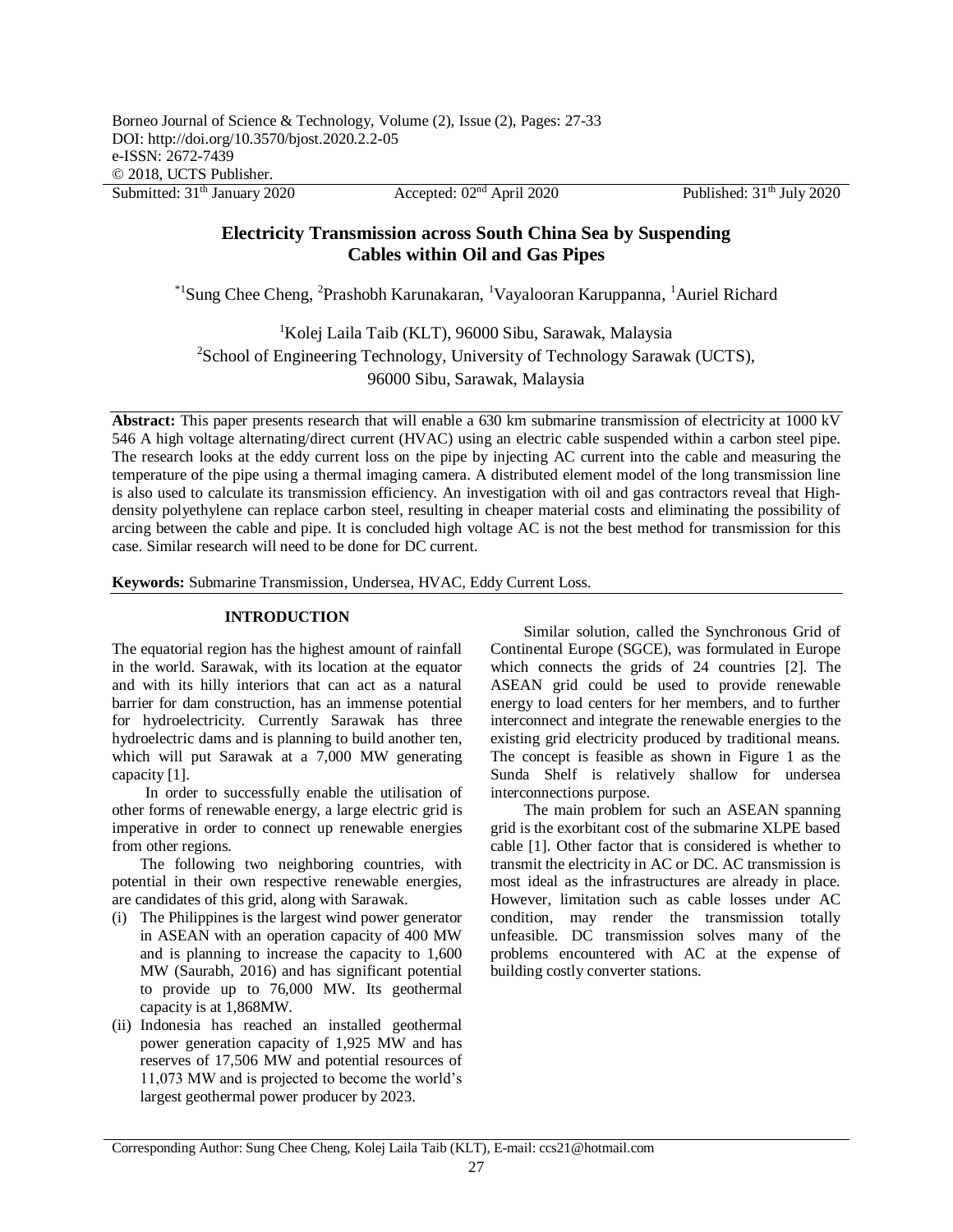# Electricity Transmission across South China Sea by Suspending Cables within Oil and Gas Pipes

*[1]Sung Chee Cheng, [2]Prashobh Karunakaran, [1]Vayalooran Karuppanna, [1]Auriel Richard

[1]Kolej Laila Taib (KLT), 96000 Sibu, Sarawak, Malaysia
[2]School of Engineering Technology, University of Technology Sarawak (UCTS), 96000 Sibu, Sarawak, Malaysia

**Abstract:** This paper presents research that will enable a 630 km submarine transmission of electricity at 1000 kV 546 A high voltage alternating/direct current (HVAC) using an electric cable suspended within a carbon steel pipe. The research looks at the eddy current loss on the pipe by injecting AC current into the cable and measuring the temperature of the pipe using a thermal imaging camera. A distributed element model of the long transmission line is also used to calculate its transmission efficiency. An investigation with oil and gas contractors reveal that High-density polyethylene can replace carbon steel, resulting in cheaper material costs and eliminating the possibility of arcing between the cable and pipe. It is concluded high voltage AC is not the best method for transmission for this case. Similar research will need to be done for DC current.

**Keywords:** Submarine Transmission, Undersea, HVAC, Eddy Current Loss.

## INTRODUCTION

The equatorial region has the highest amount of rainfall in the world. Sarawak, with its location at the equator and with its hilly interiors that can act as a natural barrier for dam construction, has an immense potential for hydroelectricity. Currently Sarawak has three hydroelectric dams and is planning to build another ten, which will put Sarawak at a 7,000 MW generating capacity [1].

In order to successfully enable the utilisation of other forms of renewable energy, a large electric grid is imperative in order to connect up renewable energies from other regions.

The following two neighboring countries, with potential in their own respective renewable energies, are candidates of this grid, along with Sarawak.

(i) The Philippines is the largest wind power generator in ASEAN with an operation capacity of 400 MW and is planning to increase the capacity to 1,600 MW (Saurabh, 2016) and has significant potential to provide up to 76,000 MW. Its geothermal capacity is at 1,868MW.
(ii) Indonesia has reached an installed geothermal power generation capacity of 1,925 MW and has reserves of 17,506 MW and potential resources of 11,073 MW and is projected to become the world's largest geothermal power producer by 2023.

Similar solution, called the Synchronous Grid of Continental Europe (SGCE), was formulated in Europe which connects the grids of 24 countries [2]. The ASEAN grid could be used to provide renewable energy to load centers for her members, and to further interconnect and integrate the renewable energies to the existing grid electricity produced by traditional means. The concept is feasible as shown in Figure 1 as the Sunda Shelf is relatively shallow for undersea interconnections purpose.

The main problem for such an ASEAN spanning grid is the exorbitant cost of the submarine XLPE based cable [1]. Other factor that is considered is whether to transmit the electricity in AC or DC. AC transmission is most ideal as the infrastructures are already in place. However, limitation such as cable losses under AC condition, may render the transmission totally unfeasible. DC transmission solves many of the problems encountered with AC at the expense of building costly converter stations.

Corresponding Author: Sung Chee Cheng, Kolej Laila Taib (KLT), E-mail: ccs21@hotmail.com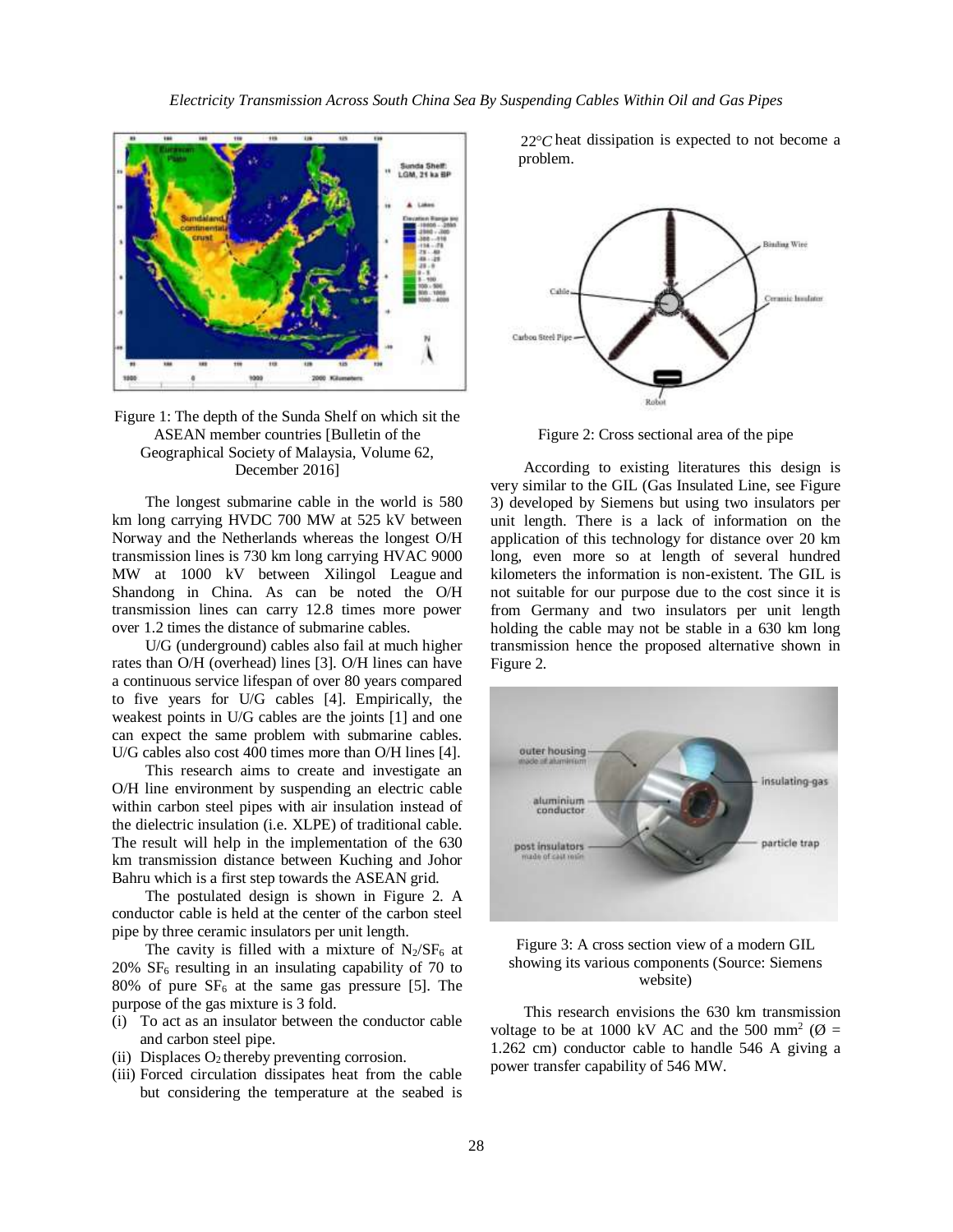Figure 1: The depth of the Sunda Shelf on which sit the ASEAN member countries [Bulletin of the Geographical Society of Malaysia, Volume 62, December 2016]

The longest submarine cable in the world is 580 km long carrying HVDC 700 MW at 525 kV between Norway and the Netherlands whereas the longest O/H transmission lines is 730 km long carrying HVAC 9000 MW at 1000 kV between Xilingol League and Shandong in China. As can be noted the O/H transmission lines can carry 12.8 times more power over 1.2 times the distance of submarine cables.

U/G (underground) cables also fail at much higher rates than O/H (overhead) lines [3]. O/H lines can have a continuous service lifespan of over 80 years compared to five years for U/G cables [4]. Empirically, the weakest points in U/G cables are the joints [1] and one can expect the same problem with submarine cables. U/G cables also cost 400 times more than O/H lines [4].

This research aims to create and investigate an O/H line environment by suspending an electric cable within carbon steel pipes with air insulation instead of the dielectric insulation (i.e. XLPE) of traditional cable. The result will help in the implementation of the 630 km transmission distance between Kuching and Johor Bahru which is a first step towards the ASEAN grid.

The postulated design is shown in Figure 2. A conductor cable is held at the center of the carbon steel pipe by three ceramic insulators per unit length.

The cavity is filled with a mixture of $N_2/SF_6$ at 20% $SF_6$ resulting in an insulating capability of 70 to 80% of pure $SF_6$ at the same gas pressure [5]. The purpose of the gas mixture is 3 fold.

(i) To act as an insulator between the conductor cable and carbon steel pipe.
(ii) Displaces $O_2$ thereby preventing corrosion.
(iii) Forced circulation dissipates heat from the cable but considering the temperature at the seabed is $22°C$ heat dissipation is expected to not become a problem.

Figure 2: Cross sectional area of the pipe

According to existing literatures this design is very similar to the GIL (Gas Insulated Line, see Figure 3) developed by Siemens but using two insulators per unit length. There is a lack of information on the application of this technology for distance over 20 km long, even more so at length of several hundred kilometers the information is non-existent. The GIL is not suitable for our purpose due to the cost since it is from Germany and two insulators per unit length holding the cable may not be stable in a 630 km long transmission hence the proposed alternative shown in Figure 2.

Figure 3: A cross section view of a modern GIL showing its various components (Source: Siemens website)

This research envisions the 630 km transmission voltage to be at 1000 kV AC and the 500 mm$^2$ (Ø = 1.262 cm) conductor cable to handle 546 A giving a power transfer capability of 546 MW.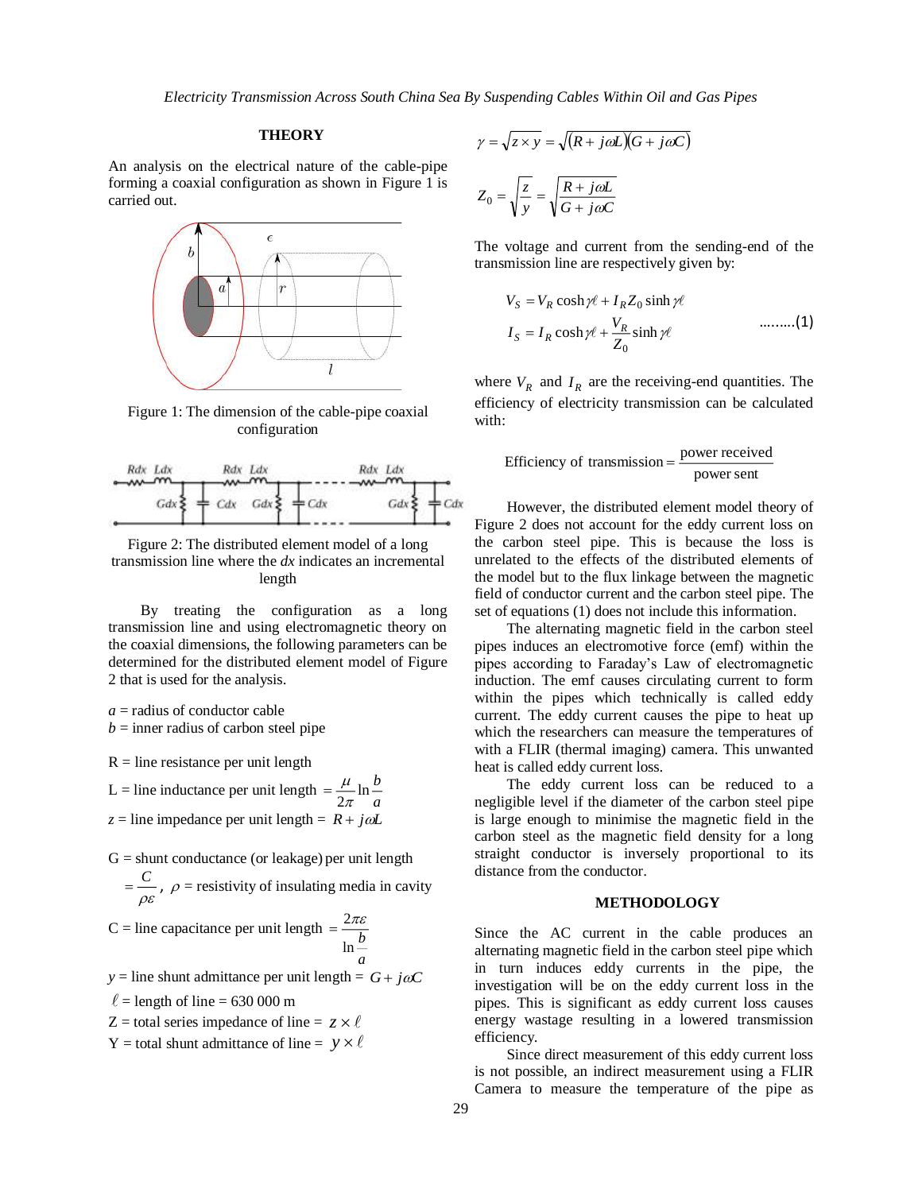## THEORY

An analysis on the electrical nature of the cable-pipe forming a coaxial configuration as shown in Figure 1 is carried out.

Figure 1: The dimension of the cable-pipe coaxial configuration

Figure 2: The distributed element model of a long transmission line where the *dx* indicates an incremental length

By treating the configuration as a long transmission line and using electromagnetic theory on the coaxial dimensions, the following parameters can be determined for the distributed element model of Figure 2 that is used for the analysis.

$a$ = radius of conductor cable
$b$ = inner radius of carbon steel pipe

R = line resistance per unit length

L = line inductance per unit length $= \dfrac{\mu}{2\pi}\ln\dfrac{b}{a}$

$z$ = line impedance per unit length = $R + j\omega L$

G = shunt conductance (or leakage) per unit length $= \dfrac{C}{\rho\varepsilon}$, $\rho$ = resistivity of insulating media in cavity

C = line capacitance per unit length $= \dfrac{2\pi\varepsilon}{\ln\dfrac{b}{a}}$

$y$ = line shunt admittance per unit length = $G + j\omega C$

$\ell$ = length of line = 630 000 m

Z = total series impedance of line = $z \times \ell$

Y = total shunt admittance of line = $y \times \ell$

$$\gamma = \sqrt{z \times y} = \sqrt{(R + j\omega L)(G + j\omega C)}$$

$$Z_0 = \sqrt{\frac{z}{y}} = \sqrt{\frac{R + j\omega L}{G + j\omega C}}$$

The voltage and current from the sending-end of the transmission line are respectively given by:

$$V_S = V_R \cosh\gamma\ell + I_R Z_0 \sinh\gamma\ell$$
$$I_S = I_R \cosh\gamma\ell + \frac{V_R}{Z_0}\sinh\gamma\ell \qquad \text{.........(1)}$$

where $V_R$ and $I_R$ are the receiving-end quantities. The efficiency of electricity transmission can be calculated with:

$$\text{Efficiency of transmission} = \frac{\text{power received}}{\text{power sent}}$$

However, the distributed element model theory of Figure 2 does not account for the eddy current loss on the carbon steel pipe. This is because the loss is unrelated to the effects of the distributed elements of the model but to the flux linkage between the magnetic field of conductor current and the carbon steel pipe. The set of equations (1) does not include this information.

The alternating magnetic field in the carbon steel pipes induces an electromotive force (emf) within the pipes according to Faraday's Law of electromagnetic induction. The emf causes circulating current to form within the pipes which technically is called eddy current. The eddy current causes the pipe to heat up which the researchers can measure the temperatures of with a FLIR (thermal imaging) camera. This unwanted heat is called eddy current loss.

The eddy current loss can be reduced to a negligible level if the diameter of the carbon steel pipe is large enough to minimise the magnetic field in the carbon steel as the magnetic field density for a long straight conductor is inversely proportional to its distance from the conductor.

## METHODOLOGY

Since the AC current in the cable produces an alternating magnetic field in the carbon steel pipe which in turn induces eddy currents in the pipe, the investigation will be on the eddy current loss in the pipes. This is significant as eddy current loss causes energy wastage resulting in a lowered transmission efficiency.

Since direct measurement of this eddy current loss is not possible, an indirect measurement using a FLIR Camera to measure the temperature of the pipe as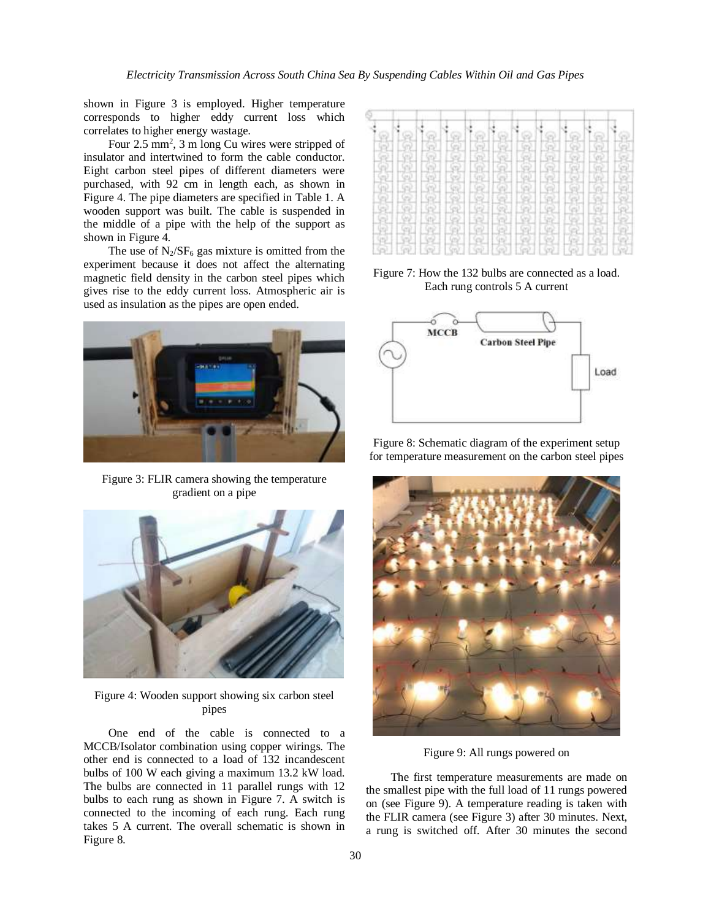shown in Figure 3 is employed. Higher temperature corresponds to higher eddy current loss which correlates to higher energy wastage.

Four 2.5 $mm^2$, 3 m long Cu wires were stripped of insulator and intertwined to form the cable conductor. Eight carbon steel pipes of different diameters were purchased, with 92 cm in length each, as shown in Figure 4. The pipe diameters are specified in Table 1. A wooden support was built. The cable is suspended in the middle of a pipe with the help of the support as shown in Figure 4.

The use of $N_2/SF_6$ gas mixture is omitted from the experiment because it does not affect the alternating magnetic field density in the carbon steel pipes which gives rise to the eddy current loss. Atmospheric air is used as insulation as the pipes are open ended.

Figure 3: FLIR camera showing the temperature gradient on a pipe

Figure 4: Wooden support showing six carbon steel pipes

One end of the cable is connected to a MCCB/Isolator combination using copper wirings. The other end is connected to a load of 132 incandescent bulbs of 100 W each giving a maximum 13.2 kW load. The bulbs are connected in 11 parallel rungs with 12 bulbs to each rung as shown in Figure 7. A switch is connected to the incoming of each rung. Each rung takes 5 A current. The overall schematic is shown in Figure 8.

Figure 7: How the 132 bulbs are connected as a load. Each rung controls 5 A current

Figure 8: Schematic diagram of the experiment setup for temperature measurement on the carbon steel pipes

Figure 9: All rungs powered on

The first temperature measurements are made on the smallest pipe with the full load of 11 rungs powered on (see Figure 9). A temperature reading is taken with the FLIR camera (see Figure 3) after 30 minutes. Next, a rung is switched off. After 30 minutes the second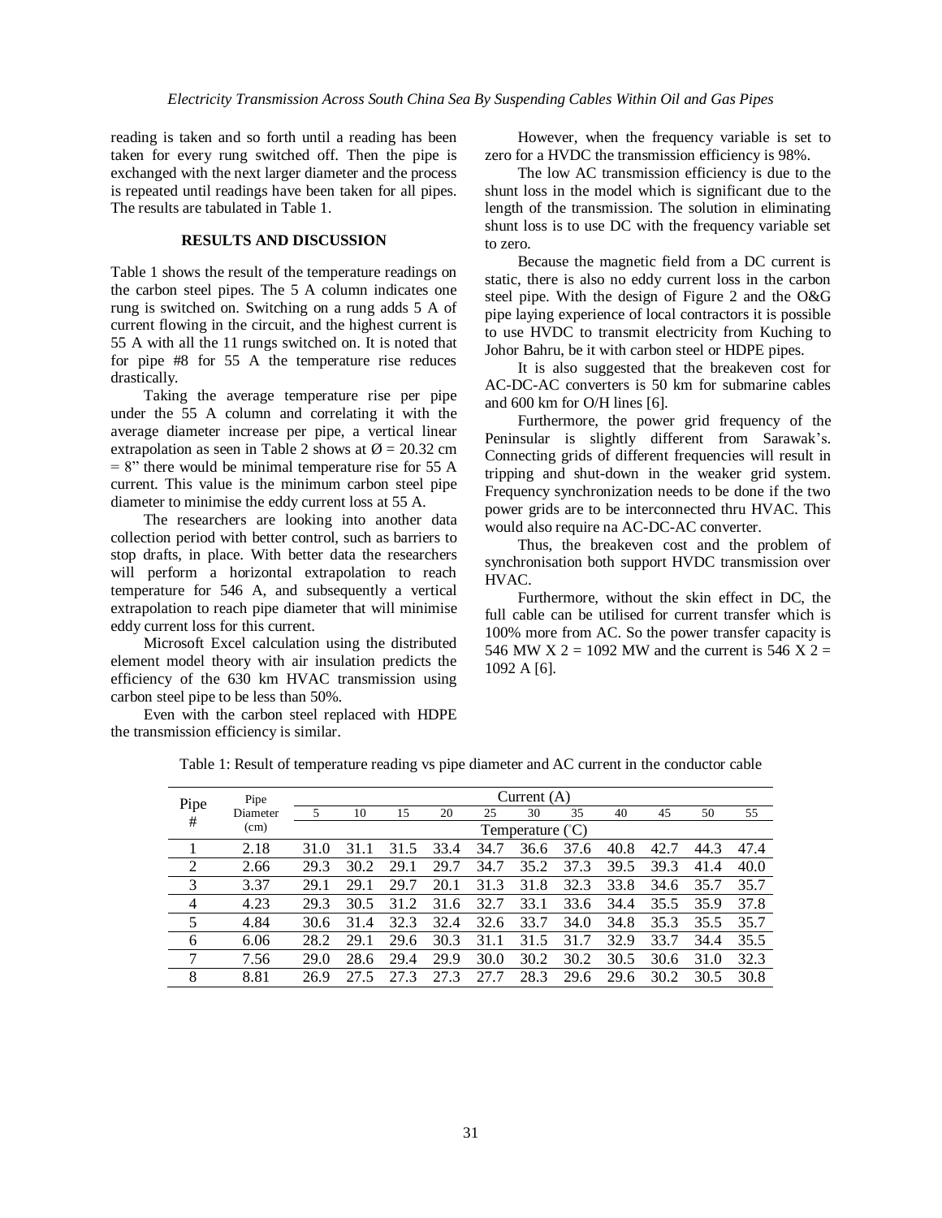reading is taken and so forth until a reading has been taken for every rung switched off. Then the pipe is exchanged with the next larger diameter and the process is repeated until readings have been taken for all pipes. The results are tabulated in Table 1.

## RESULTS AND DISCUSSION

Table 1 shows the result of the temperature readings on the carbon steel pipes. The 5 A column indicates one rung is switched on. Switching on a rung adds 5 A of current flowing in the circuit, and the highest current is 55 A with all the 11 rungs switched on. It is noted that for pipe #8 for 55 A the temperature rise reduces drastically.

Taking the average temperature rise per pipe under the 55 A column and correlating it with the average diameter increase per pipe, a vertical linear extrapolation as seen in Table 2 shows at Ø = 20.32 cm = 8" there would be minimal temperature rise for 55 A current. This value is the minimum carbon steel pipe diameter to minimise the eddy current loss at 55 A.

The researchers are looking into another data collection period with better control, such as barriers to stop drafts, in place. With better data the researchers will perform a horizontal extrapolation to reach temperature for 546 A, and subsequently a vertical extrapolation to reach pipe diameter that will minimise eddy current loss for this current.

Microsoft Excel calculation using the distributed element model theory with air insulation predicts the efficiency of the 630 km HVAC transmission using carbon steel pipe to be less than 50%.

Even with the carbon steel replaced with HDPE the transmission efficiency is similar.

However, when the frequency variable is set to zero for a HVDC the transmission efficiency is 98%.

The low AC transmission efficiency is due to the shunt loss in the model which is significant due to the length of the transmission. The solution in eliminating shunt loss is to use DC with the frequency variable set to zero.

Because the magnetic field from a DC current is static, there is also no eddy current loss in the carbon steel pipe. With the design of Figure 2 and the O&G pipe laying experience of local contractors it is possible to use HVDC to transmit electricity from Kuching to Johor Bahru, be it with carbon steel or HDPE pipes.

It is also suggested that the breakeven cost for AC-DC-AC converters is 50 km for submarine cables and 600 km for O/H lines [6].

Furthermore, the power grid frequency of the Peninsular is slightly different from Sarawak's. Connecting grids of different frequencies will result in tripping and shut-down in the weaker grid system. Frequency synchronization needs to be done if the two power grids are to be interconnected thru HVAC. This would also require na AC-DC-AC converter.

Thus, the breakeven cost and the problem of synchronisation both support HVDC transmission over HVAC.

Furthermore, without the skin effect in DC, the full cable can be utilised for current transfer which is 100% more from AC. So the power transfer capacity is 546 MW X 2 = 1092 MW and the current is 546 X 2 = 1092 A [6].

Table 1: Result of temperature reading vs pipe diameter and AC current in the conductor cable

| Pipe # | Pipe Diameter (cm) | Current (A) | | | | | | | | | | |
|---|---|---|---|---|---|---|---|---|---|---|---|---|
| | | 5 | 10 | 15 | 20 | 25 | 30 | 35 | 40 | 45 | 50 | 55 |
| | | Temperature (°C) | | | | | | | | | | |
| 1 | 2.18 | 31.0 | 31.1 | 31.5 | 33.4 | 34.7 | 36.6 | 37.6 | 40.8 | 42.7 | 44.3 | 47.4 |
| 2 | 2.66 | 29.3 | 30.2 | 29.1 | 29.7 | 34.7 | 35.2 | 37.3 | 39.5 | 39.3 | 41.4 | 40.0 |
| 3 | 3.37 | 29.1 | 29.1 | 29.7 | 20.1 | 31.3 | 31.8 | 32.3 | 33.8 | 34.6 | 35.7 | 35.7 |
| 4 | 4.23 | 29.3 | 30.5 | 31.2 | 31.6 | 32.7 | 33.1 | 33.6 | 34.4 | 35.5 | 35.9 | 37.8 |
| 5 | 4.84 | 30.6 | 31.4 | 32.3 | 32.4 | 32.6 | 33.7 | 34.0 | 34.8 | 35.3 | 35.5 | 35.7 |
| 6 | 6.06 | 28.2 | 29.1 | 29.6 | 30.3 | 31.1 | 31.5 | 31.7 | 32.9 | 33.7 | 34.4 | 35.5 |
| 7 | 7.56 | 29.0 | 28.6 | 29.4 | 29.9 | 30.0 | 30.2 | 30.2 | 30.5 | 30.6 | 31.0 | 32.3 |
| 8 | 8.81 | 26.9 | 27.5 | 27.3 | 27.3 | 27.7 | 28.3 | 29.6 | 29.6 | 30.2 | 30.5 | 30.8 |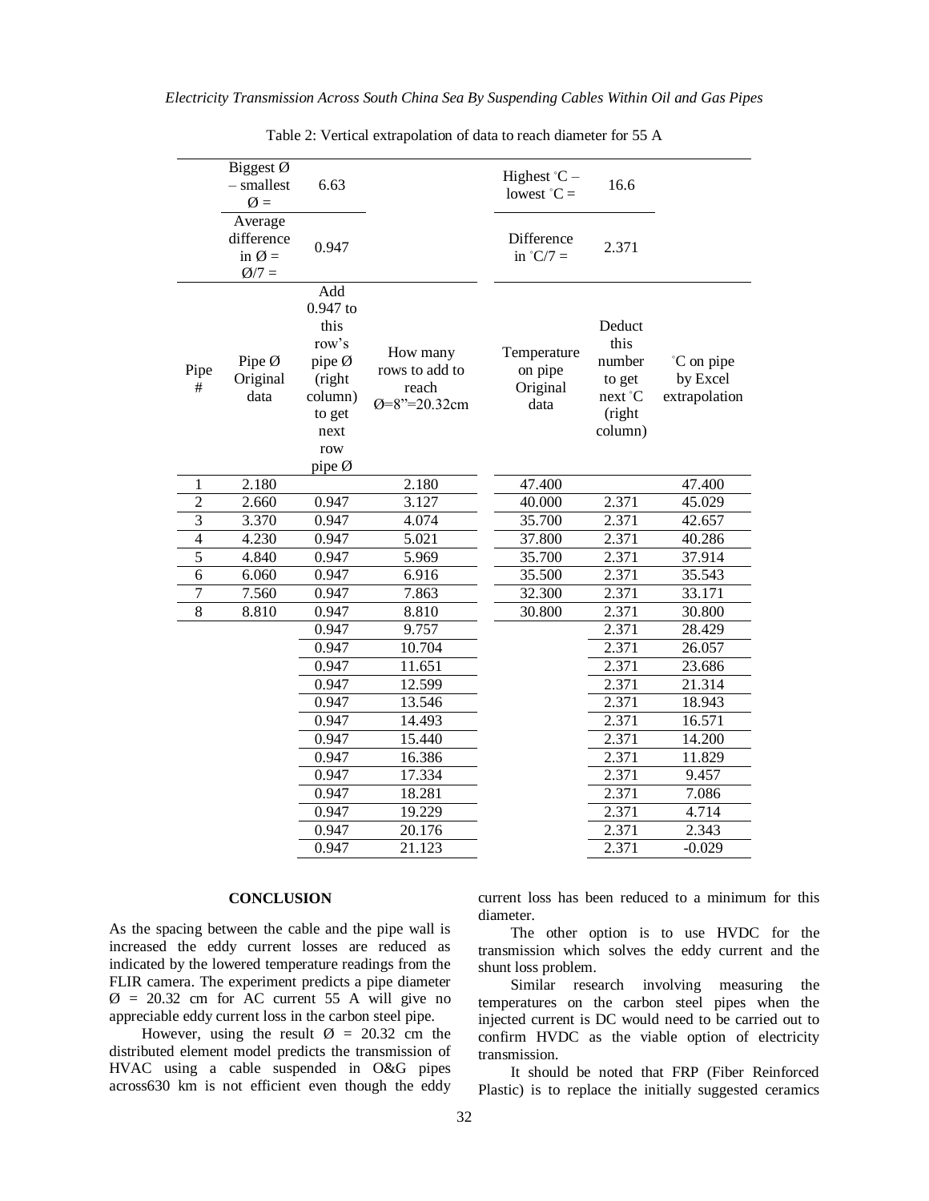Table 2: Vertical extrapolation of data to reach diameter for 55 A

| | Biggest Ø – smallest Ø = | 6.63 | | Highest °C – lowest °C = | 16.6 | |
|---|---|---|---|---|---|---|
| | Average difference in Ø = Ø/7 = | 0.947 | | Difference in °C/7 = | 2.371 | |
| Pipe # | Pipe Ø Original data | Add 0.947 to this row's pipe Ø (right column) to get next row pipe Ø | How many rows to add to reach Ø=8"=20.32cm | Temperature on pipe Original data | Deduct this number to get next °C (right column) | °C on pipe by Excel extrapolation |
| 1 | 2.180 | | 2.180 | 47.400 | | 47.400 |
| 2 | 2.660 | 0.947 | 3.127 | 40.000 | 2.371 | 45.029 |
| 3 | 3.370 | 0.947 | 4.074 | 35.700 | 2.371 | 42.657 |
| 4 | 4.230 | 0.947 | 5.021 | 37.800 | 2.371 | 40.286 |
| 5 | 4.840 | 0.947 | 5.969 | 35.700 | 2.371 | 37.914 |
| 6 | 6.060 | 0.947 | 6.916 | 35.500 | 2.371 | 35.543 |
| 7 | 7.560 | 0.947 | 7.863 | 32.300 | 2.371 | 33.171 |
| 8 | 8.810 | 0.947 | 8.810 | 30.800 | 2.371 | 30.800 |
| | | 0.947 | 9.757 | | 2.371 | 28.429 |
| | | 0.947 | 10.704 | | 2.371 | 26.057 |
| | | 0.947 | 11.651 | | 2.371 | 23.686 |
| | | 0.947 | 12.599 | | 2.371 | 21.314 |
| | | 0.947 | 13.546 | | 2.371 | 18.943 |
| | | 0.947 | 14.493 | | 2.371 | 16.571 |
| | | 0.947 | 15.440 | | 2.371 | 14.200 |
| | | 0.947 | 16.386 | | 2.371 | 11.829 |
| | | 0.947 | 17.334 | | 2.371 | 9.457 |
| | | 0.947 | 18.281 | | 2.371 | 7.086 |
| | | 0.947 | 19.229 | | 2.371 | 4.714 |
| | | 0.947 | 20.176 | | 2.371 | 2.343 |
| | | 0.947 | 21.123 | | 2.371 | -0.029 |

## CONCLUSION

As the spacing between the cable and the pipe wall is increased the eddy current losses are reduced as indicated by the lowered temperature readings from the FLIR camera. The experiment predicts a pipe diameter Ø = 20.32 cm for AC current 55 A will give no appreciable eddy current loss in the carbon steel pipe.

However, using the result Ø = 20.32 cm the distributed element model predicts the transmission of HVAC using a cable suspended in O&G pipes across630 km is not efficient even though the eddy current loss has been reduced to a minimum for this diameter.

The other option is to use HVDC for the transmission which solves the eddy current and the shunt loss problem.

Similar research involving measuring the temperatures on the carbon steel pipes when the injected current is DC would need to be carried out to confirm HVDC as the viable option of electricity transmission.

It should be noted that FRP (Fiber Reinforced Plastic) is to replace the initially suggested ceramics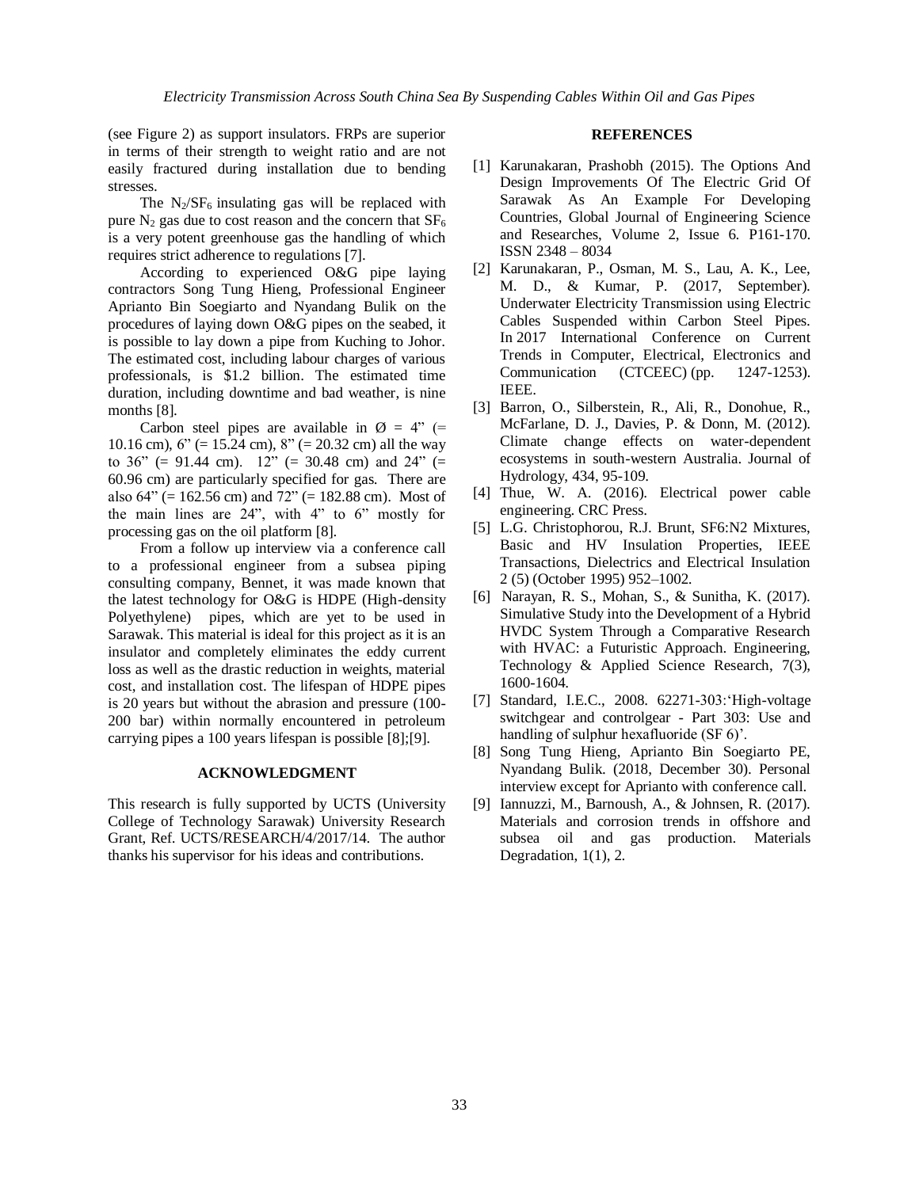(see Figure 2) as support insulators. FRPs are superior in terms of their strength to weight ratio and are not easily fractured during installation due to bending stresses.

The $N_2/SF_6$ insulating gas will be replaced with pure $N_2$ gas due to cost reason and the concern that $SF_6$ is a very potent greenhouse gas the handling of which requires strict adherence to regulations [7].

According to experienced O&G pipe laying contractors Song Tung Hieng, Professional Engineer Aprianto Bin Soegiarto and Nyandang Bulik on the procedures of laying down O&G pipes on the seabed, it is possible to lay down a pipe from Kuching to Johor. The estimated cost, including labour charges of various professionals, is $1.2 billion. The estimated time duration, including downtime and bad weather, is nine months [8].

Carbon steel pipes are available in Ø = 4" (= 10.16 cm), 6" (= 15.24 cm), 8" (= 20.32 cm) all the way to 36" (= 91.44 cm). 12" (= 30.48 cm) and 24" (= 60.96 cm) are particularly specified for gas. There are also 64" (= 162.56 cm) and 72" (= 182.88 cm). Most of the main lines are 24", with 4" to 6" mostly for processing gas on the oil platform [8].

From a follow up interview via a conference call to a professional engineer from a subsea piping consulting company, Bennet, it was made known that the latest technology for O&G is HDPE (High-density Polyethylene) pipes, which are yet to be used in Sarawak. This material is ideal for this project as it is an insulator and completely eliminates the eddy current loss as well as the drastic reduction in weights, material cost, and installation cost. The lifespan of HDPE pipes is 20 years but without the abrasion and pressure (100-200 bar) within normally encountered in petroleum carrying pipes a 100 years lifespan is possible [8];[9].

## ACKNOWLEDGMENT

This research is fully supported by UCTS (University College of Technology Sarawak) University Research Grant, Ref. UCTS/RESEARCH/4/2017/14. The author thanks his supervisor for his ideas and contributions.

## REFERENCES

[1] Karunakaran, Prashobh (2015). The Options And Design Improvements Of The Electric Grid Of Sarawak As An Example For Developing Countries, Global Journal of Engineering Science and Researches, Volume 2, Issue 6. P161-170. ISSN 2348 – 8034

[2] Karunakaran, P., Osman, M. S., Lau, A. K., Lee, M. D., & Kumar, P. (2017, September). Underwater Electricity Transmission using Electric Cables Suspended within Carbon Steel Pipes. In 2017 International Conference on Current Trends in Computer, Electrical, Electronics and Communication (CTCEEC) (pp. 1247-1253). IEEE.

[3] Barron, O., Silberstein, R., Ali, R., Donohue, R., McFarlane, D. J., Davies, P. & Donn, M. (2012). Climate change effects on water-dependent ecosystems in south-western Australia. Journal of Hydrology, 434, 95-109.

[4] Thue, W. A. (2016). Electrical power cable engineering. CRC Press.

[5] L.G. Christophorou, R.J. Brunt, SF6:N2 Mixtures, Basic and HV Insulation Properties, IEEE Transactions, Dielectrics and Electrical Insulation 2 (5) (October 1995) 952–1002.

[6] Narayan, R. S., Mohan, S., & Sunitha, K. (2017). Simulative Study into the Development of a Hybrid HVDC System Through a Comparative Research with HVAC: a Futuristic Approach. Engineering, Technology & Applied Science Research, 7(3), 1600-1604.

[7] Standard, I.E.C., 2008. 62271-303:'High-voltage switchgear and controlgear - Part 303: Use and handling of sulphur hexafluoride (SF 6)'.

[8] Song Tung Hieng, Aprianto Bin Soegiarto PE, Nyandang Bulik. (2018, December 30). Personal interview except for Aprianto with conference call.

[9] Iannuzzi, M., Barnoush, A., & Johnsen, R. (2017). Materials and corrosion trends in offshore and subsea oil and gas production. Materials Degradation, 1(1), 2.